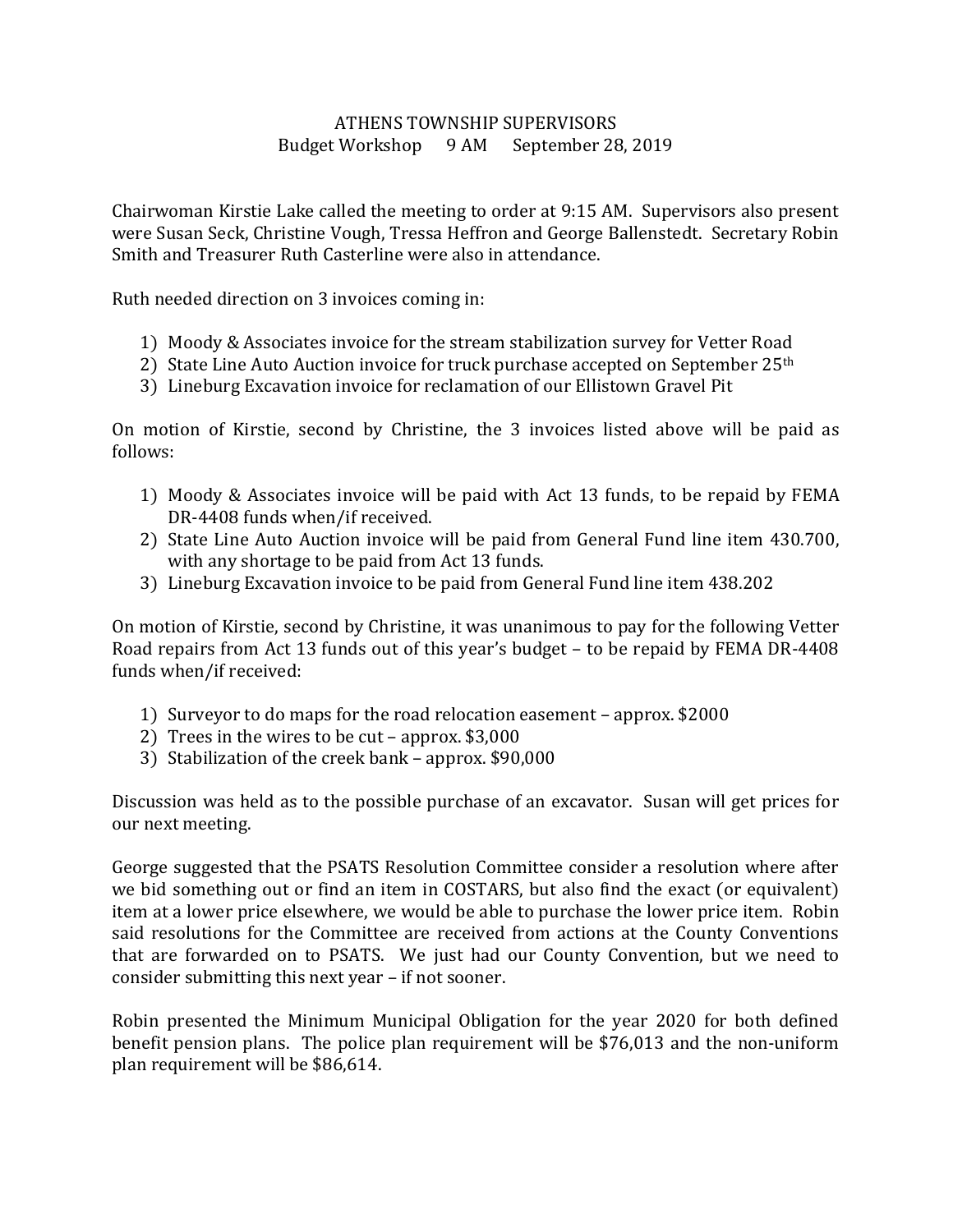# ATHENS TOWNSHIP SUPERVISORS

## Budget Workshop 9 AM September 28, 2019

Chairwoman Kirstie Lake called the meeting to order at 9:15 AM. Supervisors also present were Susan Seck, Christine Vough, Tressa Heffron and George Ballenstedt. Secretary Robin Smith and Treasurer Ruth Casterline were also in attendance.

Ruth needed direction on 3 invoices coming in:

1) Moody & Associates invoice for the stream stabilization survey for Vetter Road
2) State Line Auto Auction invoice for truck purchase accepted on September 25th
3) Lineburg Excavation invoice for reclamation of our Ellistown Gravel Pit

On motion of Kirstie, second by Christine, the 3 invoices listed above will be paid as follows:

1) Moody & Associates invoice will be paid with Act 13 funds, to be repaid by FEMA DR-4408 funds when/if received.
2) State Line Auto Auction invoice will be paid from General Fund line item 430.700, with any shortage to be paid from Act 13 funds.
3) Lineburg Excavation invoice to be paid from General Fund line item 438.202

On motion of Kirstie, second by Christine, it was unanimous to pay for the following Vetter Road repairs from Act 13 funds out of this year's budget – to be repaid by FEMA DR-4408 funds when/if received:

1) Surveyor to do maps for the road relocation easement – approx. $2000
2) Trees in the wires to be cut – approx. $3,000
3) Stabilization of the creek bank – approx. $90,000

Discussion was held as to the possible purchase of an excavator. Susan will get prices for our next meeting.

George suggested that the PSATS Resolution Committee consider a resolution where after we bid something out or find an item in COSTARS, but also find the exact (or equivalent) item at a lower price elsewhere, we would be able to purchase the lower price item. Robin said resolutions for the Committee are received from actions at the County Conventions that are forwarded on to PSATS. We just had our County Convention, but we need to consider submitting this next year – if not sooner.

Robin presented the Minimum Municipal Obligation for the year 2020 for both defined benefit pension plans. The police plan requirement will be $76,013 and the non-uniform plan requirement will be $86,614.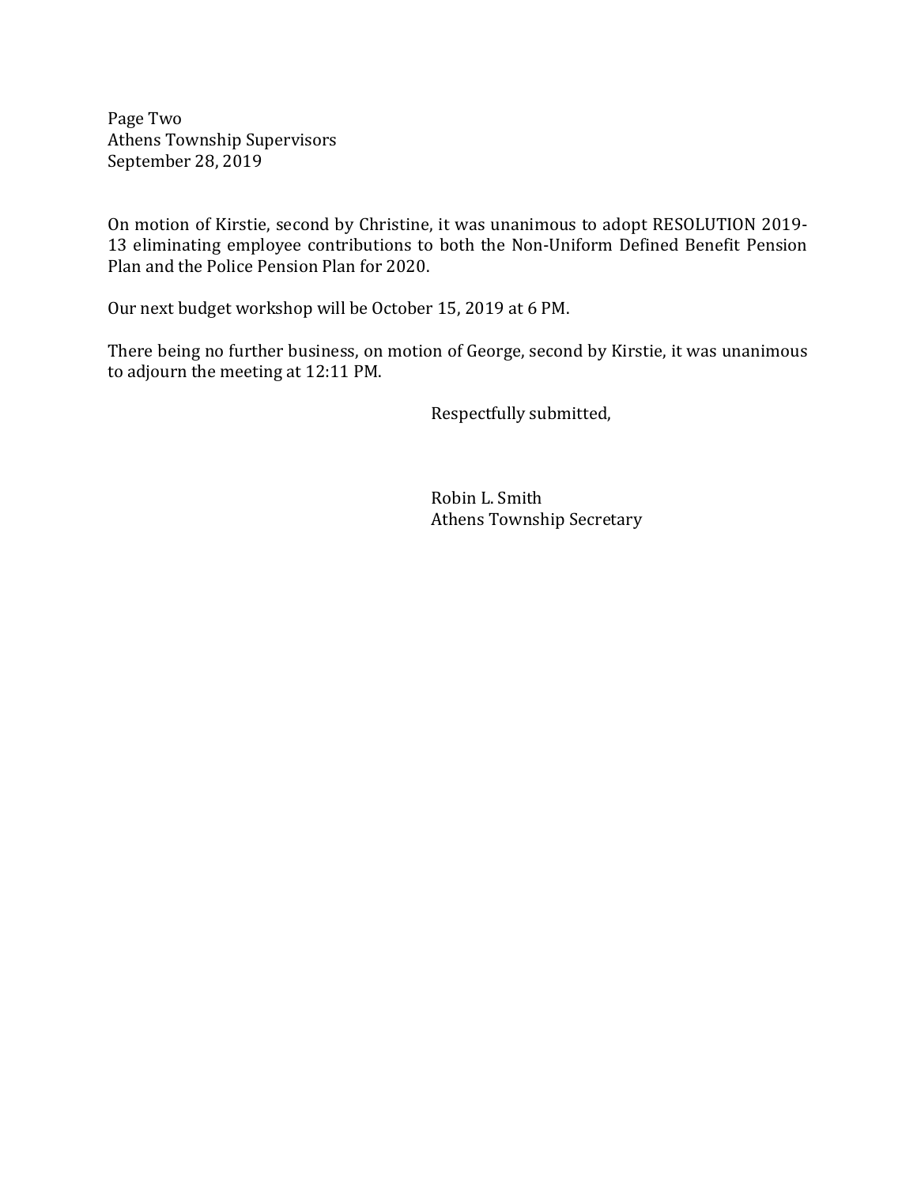On motion of Kirstie, second by Christine, it was unanimous to adopt RESOLUTION 2019-13 eliminating employee contributions to both the Non-Uniform Defined Benefit Pension Plan and the Police Pension Plan for 2020.

Our next budget workshop will be October 15, 2019 at 6 PM.

There being no further business, on motion of George, second by Kirstie, it was unanimous to adjourn the meeting at 12:11 PM.

Respectfully submitted,

Robin L. Smith
Athens Township Secretary